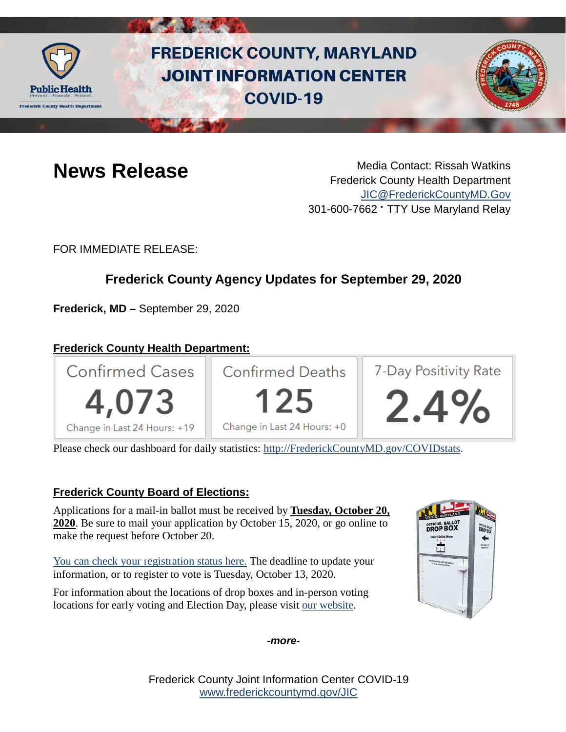# FREDERICK COUNTY, MARYLAND JOINT INFORMATION CENTER COVID-19

## News Release

Media Contact: Rissah Watkins
Frederick County Health Department
JIC@FrederickCountyMD.Gov
301-600-7662 • TTY Use Maryland Relay

FOR IMMEDIATE RELEASE:

## Frederick County Agency Updates for September 29, 2020

**Frederick, MD –** September 29, 2020

### Frederick County Health Department:

| Confirmed Cases | Confirmed Deaths | 7-Day Positivity Rate |
|---|---|---|
| 4,073 | 125 | 2.4% |
| Change in Last 24 Hours: +19 | Change in Last 24 Hours: +0 | |

Please check our dashboard for daily statistics: http://FrederickCountyMD.gov/COVIDstats.

### Frederick County Board of Elections:

Applications for a mail-in ballot must be received by **Tuesday, October 20, 2020**. Be sure to mail your application by October 15, 2020, or go online to make the request before October 20.

You can check your registration status here. The deadline to update your information, or to register to vote is Tuesday, October 13, 2020.

For information about the locations of drop boxes and in-person voting locations for early voting and Election Day, please visit our website.

*-more-*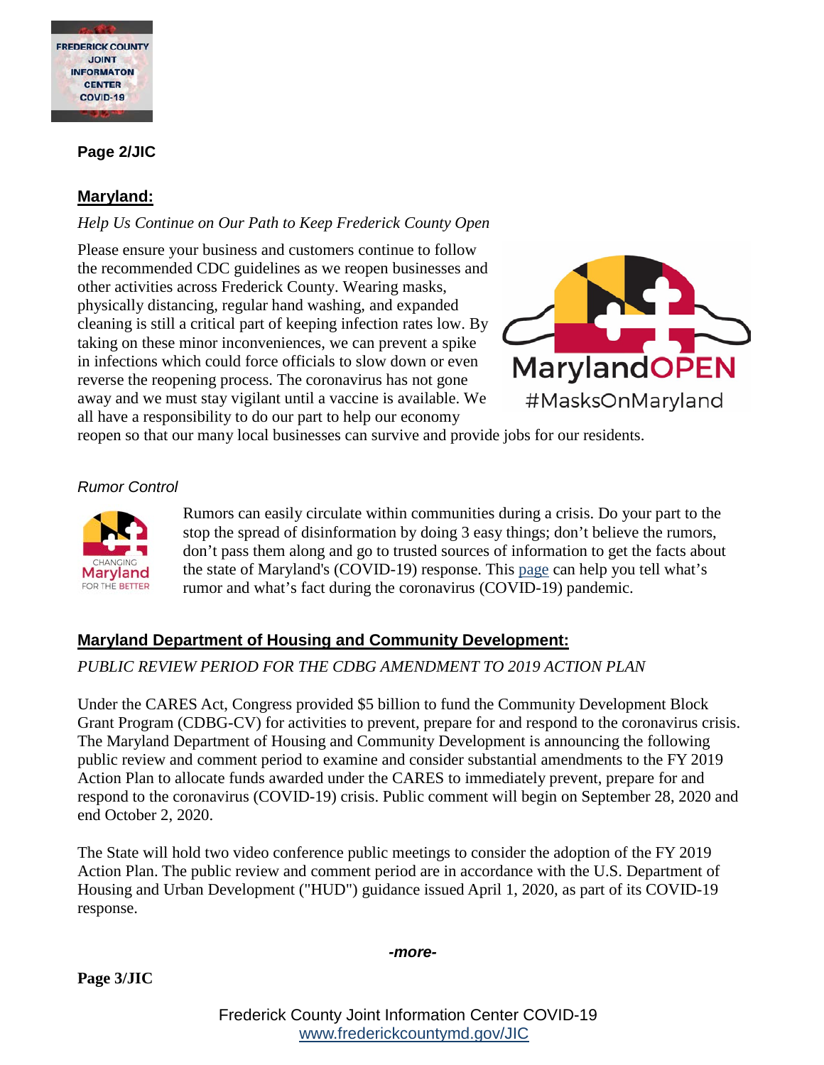## Maryland:

*Help Us Continue on Our Path to Keep Frederick County Open*

Please ensure your business and customers continue to follow the recommended CDC guidelines as we reopen businesses and other activities across Frederick County. Wearing masks, physically distancing, regular hand washing, and expanded cleaning is still a critical part of keeping infection rates low. By taking on these minor inconveniences, we can prevent a spike in infections which could force officials to slow down or even reverse the reopening process. The coronavirus has not gone away and we must stay vigilant until a vaccine is available. We all have a responsibility to do our part to help our economy reopen so that our many local businesses can survive and provide jobs for our residents.

*Rumor Control*

Rumors can easily circulate within communities during a crisis. Do your part to the stop the spread of disinformation by doing 3 easy things; don't believe the rumors, don't pass them along and go to trusted sources of information to get the facts about the state of Maryland's (COVID-19) response. This page can help you tell what's rumor and what's fact during the coronavirus (COVID-19) pandemic.

## Maryland Department of Housing and Community Development:

*PUBLIC REVIEW PERIOD FOR THE CDBG AMENDMENT TO 2019 ACTION PLAN*

Under the CARES Act, Congress provided $5 billion to fund the Community Development Block Grant Program (CDBG-CV) for activities to prevent, prepare for and respond to the coronavirus crisis. The Maryland Department of Housing and Community Development is announcing the following public review and comment period to examine and consider substantial amendments to the FY 2019 Action Plan to allocate funds awarded under the CARES to immediately prevent, prepare for and respond to the coronavirus (COVID-19) crisis. Public comment will begin on September 28, 2020 and end October 2, 2020.

The State will hold two video conference public meetings to consider the adoption of the FY 2019 Action Plan. The public review and comment period are in accordance with the U.S. Department of Housing and Urban Development ("HUD") guidance issued April 1, 2020, as part of its COVID-19 response.

***-more-***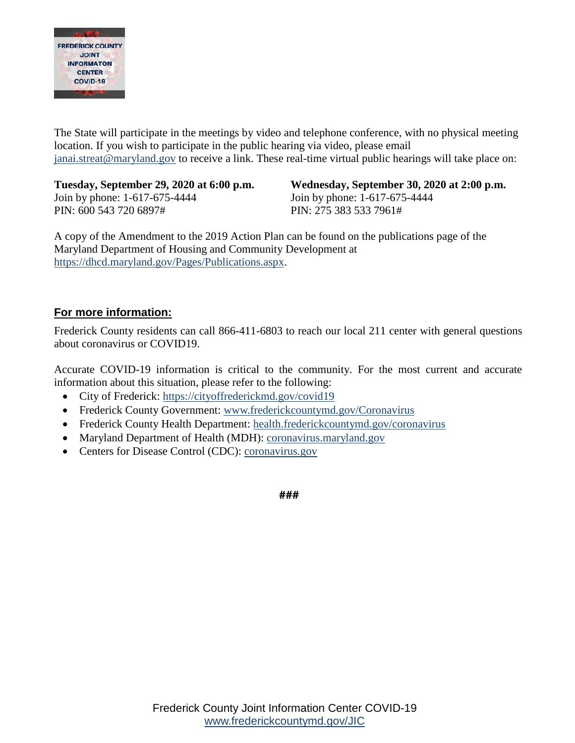The State will participate in the meetings by video and telephone conference, with no physical meeting location. If you wish to participate in the public hearing via video, please email janai.streat@maryland.gov to receive a link. These real-time virtual public hearings will take place on:

**Tuesday, September 29, 2020 at 6:00 p.m.**
Join by phone: 1-617-675-4444
PIN: 600 543 720 6897#

**Wednesday, September 30, 2020 at 2:00 p.m.**
Join by phone: 1-617-675-4444
PIN: 275 383 533 7961#

A copy of the Amendment to the 2019 Action Plan can be found on the publications page of the Maryland Department of Housing and Community Development at https://dhcd.maryland.gov/Pages/Publications.aspx.

## For more information:

Frederick County residents can call 866-411-6803 to reach our local 211 center with general questions about coronavirus or COVID19.

Accurate COVID-19 information is critical to the community. For the most current and accurate information about this situation, please refer to the following:

- City of Frederick: https://cityoffrederickmd.gov/covid19
- Frederick County Government: www.frederickcountymd.gov/Coronavirus
- Frederick County Health Department: health.frederickcountymd.gov/coronavirus
- Maryland Department of Health (MDH): coronavirus.maryland.gov
- Centers for Disease Control (CDC): coronavirus.gov

**###**